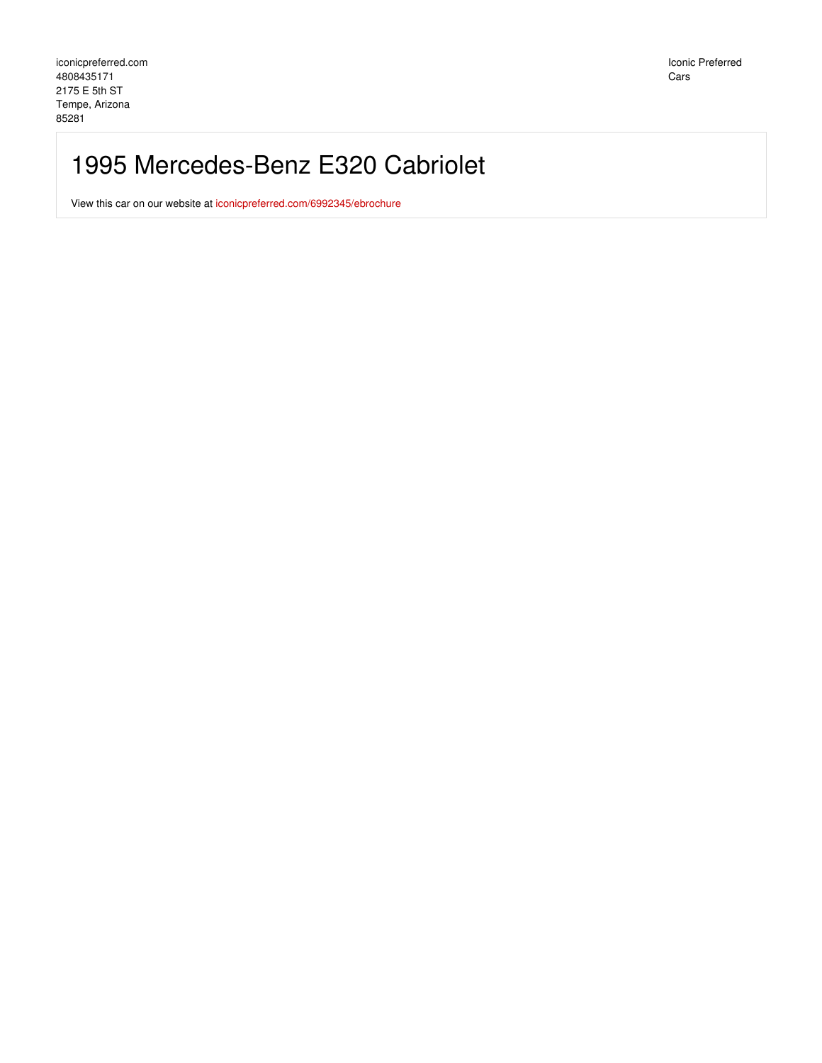iconicpreferred.com
4808435171
2175 E 5th ST
Tempe, Arizona
85281

Iconic Preferred
Cars

# 1995 Mercedes-Benz E320 Cabriolet

View this car on our website at iconicpreferred.com/6992345/ebrochure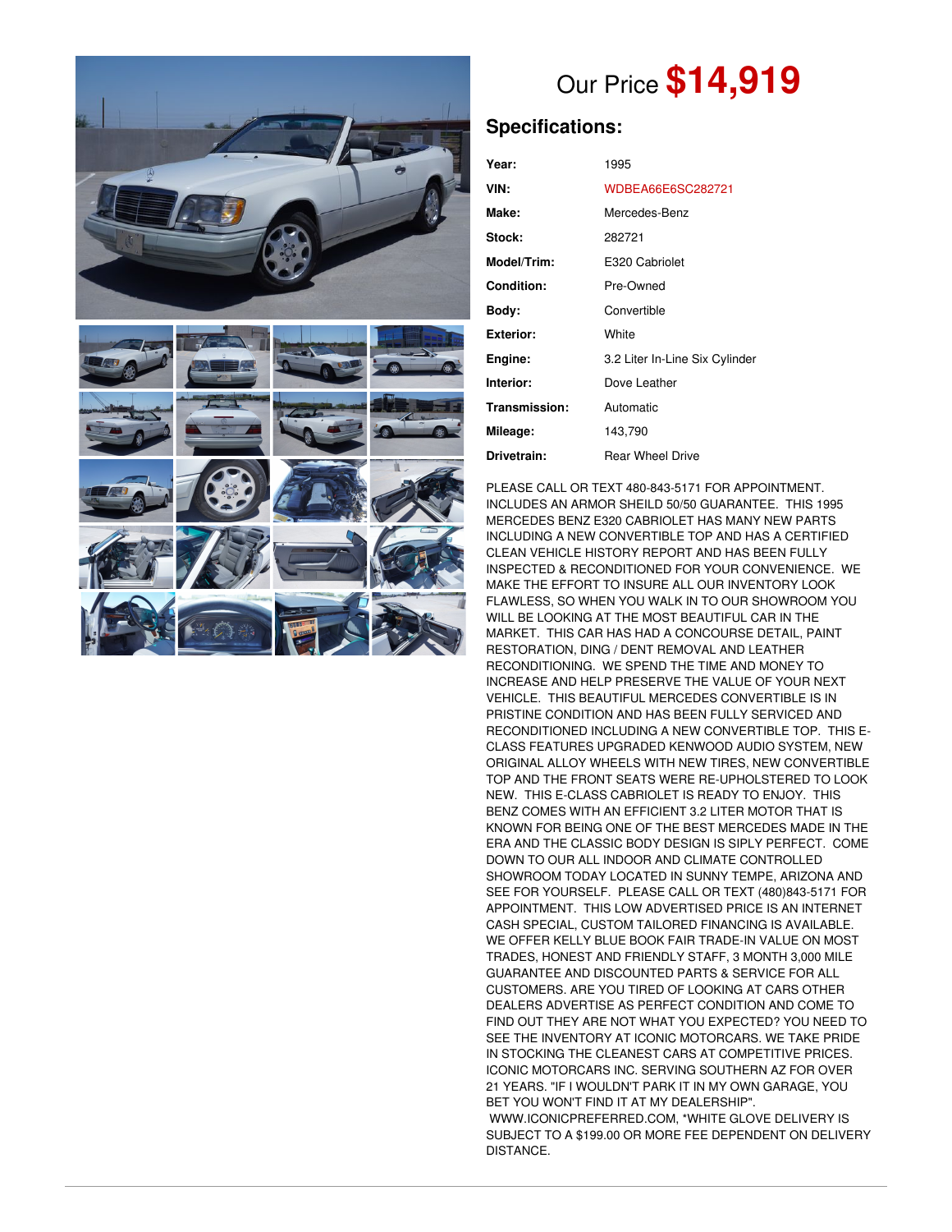Our Price **$14,919**

## Specifications:

| | |
|---|---|
| **Year:** | 1995 |
| **VIN:** | WDBEA66E6SC282721 |
| **Make:** | Mercedes-Benz |
| **Stock:** | 282721 |
| **Model/Trim:** | E320 Cabriolet |
| **Condition:** | Pre-Owned |
| **Body:** | Convertible |
| **Exterior:** | White |
| **Engine:** | 3.2 Liter In-Line Six Cylinder |
| **Interior:** | Dove Leather |
| **Transmission:** | Automatic |
| **Mileage:** | 143,790 |
| **Drivetrain:** | Rear Wheel Drive |

PLEASE CALL OR TEXT 480-843-5171 FOR APPOINTMENT. INCLUDES AN ARMOR SHEILD 50/50 GUARANTEE. THIS 1995 MERCEDES BENZ E320 CABRIOLET HAS MANY NEW PARTS INCLUDING A NEW CONVERTIBLE TOP AND HAS A CERTIFIED CLEAN VEHICLE HISTORY REPORT AND HAS BEEN FULLY INSPECTED & RECONDITIONED FOR YOUR CONVENIENCE. WE MAKE THE EFFORT TO INSURE ALL OUR INVENTORY LOOK FLAWLESS, SO WHEN YOU WALK IN TO OUR SHOWROOM YOU WILL BE LOOKING AT THE MOST BEAUTIFUL CAR IN THE MARKET. THIS CAR HAS HAD A CONCOURSE DETAIL, PAINT RESTORATION, DING / DENT REMOVAL AND LEATHER RECONDITIONING. WE SPEND THE TIME AND MONEY TO INCREASE AND HELP PRESERVE THE VALUE OF YOUR NEXT VEHICLE. THIS BEAUTIFUL MERCEDES CONVERTIBLE IS IN PRISTINE CONDITION AND HAS BEEN FULLY SERVICED AND RECONDITIONED INCLUDING A NEW CONVERTIBLE TOP. THIS E-CLASS FEATURES UPGRADED KENWOOD AUDIO SYSTEM, NEW ORIGINAL ALLOY WHEELS WITH NEW TIRES, NEW CONVERTIBLE TOP AND THE FRONT SEATS WERE RE-UPHOLSTERED TO LOOK NEW. THIS E-CLASS CABRIOLET IS READY TO ENJOY. THIS BENZ COMES WITH AN EFFICIENT 3.2 LITER MOTOR THAT IS KNOWN FOR BEING ONE OF THE BEST MERCEDES MADE IN THE ERA AND THE CLASSIC BODY DESIGN IS SIPLY PERFECT. COME DOWN TO OUR ALL INDOOR AND CLIMATE CONTROLLED SHOWROOM TODAY LOCATED IN SUNNY TEMPE, ARIZONA AND SEE FOR YOURSELF. PLEASE CALL OR TEXT (480)843-5171 FOR APPOINTMENT. THIS LOW ADVERTISED PRICE IS AN INTERNET CASH SPECIAL, CUSTOM TAILORED FINANCING IS AVAILABLE. WE OFFER KELLY BLUE BOOK FAIR TRADE-IN VALUE ON MOST TRADES, HONEST AND FRIENDLY STAFF, 3 MONTH 3,000 MILE GUARANTEE AND DISCOUNTED PARTS & SERVICE FOR ALL CUSTOMERS. ARE YOU TIRED OF LOOKING AT CARS OTHER DEALERS ADVERTISE AS PERFECT CONDITION AND COME TO FIND OUT THEY ARE NOT WHAT YOU EXPECTED? YOU NEED TO SEE THE INVENTORY AT ICONIC MOTORCARS. WE TAKE PRIDE IN STOCKING THE CLEANEST CARS AT COMPETITIVE PRICES. ICONIC MOTORCARS INC. SERVING SOUTHERN AZ FOR OVER 21 YEARS. "IF I WOULDN'T PARK IT IN MY OWN GARAGE, YOU BET YOU WON'T FIND IT AT MY DEALERSHIP". WWW.ICONICPREFERRED.COM, *WHITE GLOVE DELIVERY IS SUBJECT TO A $199.00 OR MORE FEE DEPENDENT ON DELIVERY DISTANCE.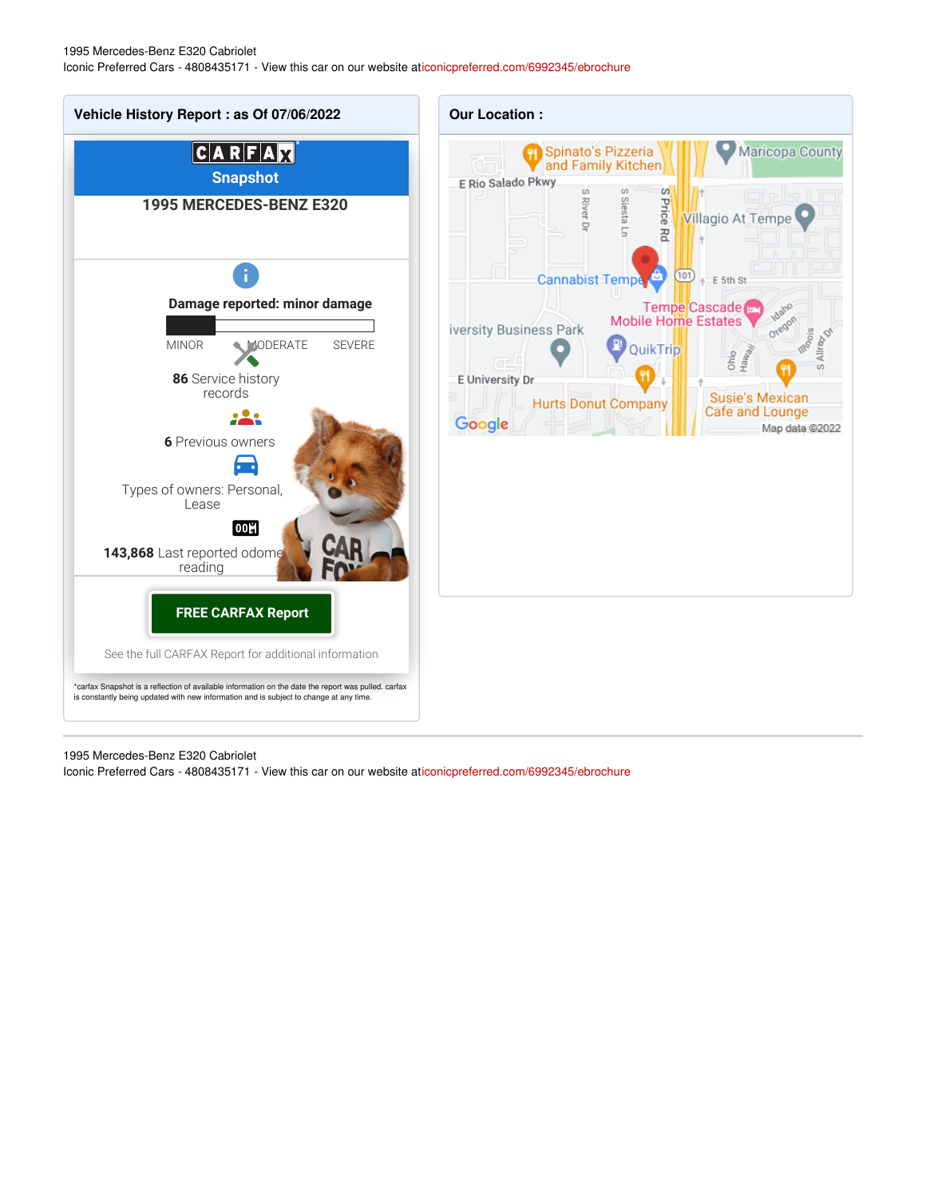## Vehicle History Report : as Of 07/06/2022

**CARFAX Snapshot**

**1995 MERCEDES-BENZ E320**

**Damage reported: minor damage**

MINOR MODERATE SEVERE

**86** Service history records

**6** Previous owners

Types of owners: Personal, Lease

**143,868** Last reported odometer reading

**FREE CARFAX Report**

See the full CARFAX Report for additional information

*carfax Snapshot is a reflection of available information on the date the report was pulled. carfax is constantly being updated with new information and is subject to change at any time.

## Our Location :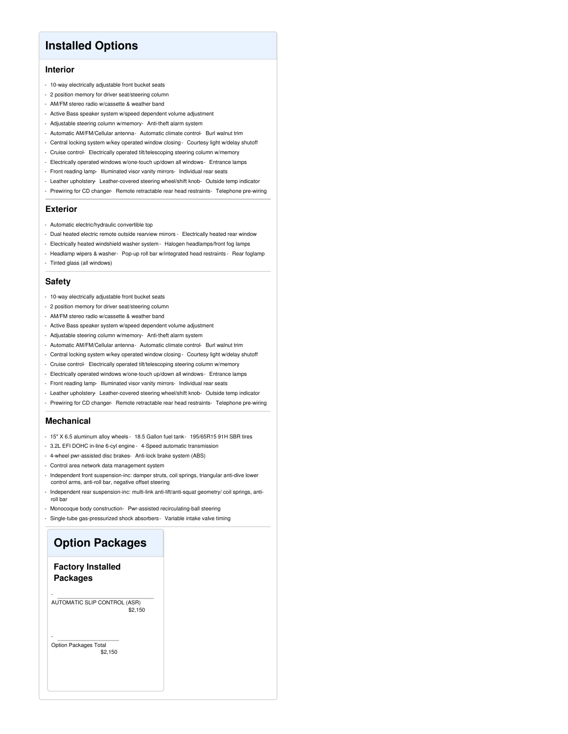# Installed Options

## Interior

- 10-way electrically adjustable front bucket seats
- 2 position memory for driver seat/steering column
- AM/FM stereo radio w/cassette & weather band
- Active Bass speaker system w/speed dependent volume adjustment
- Adjustable steering column w/memory- Anti-theft alarm system
- Automatic AM/FM/Cellular antenna- Automatic climate control- Burl walnut trim
- Central locking system w/key operated window closing- Courtesy light w/delay shutoff
- Cruise control- Electrically operated tilt/telescoping steering column w/memory
- Electrically operated windows w/one-touch up/down all windows- Entrance lamps
- Front reading lamp- Illuminated visor vanity mirrors- Individual rear seats
- Leather upholstery- Leather-covered steering wheel/shift knob- Outside temp indicator
- Prewiring for CD changer- Remote retractable rear head restraints- Telephone pre-wiring

## Exterior

- Automatic electric/hydraulic convertible top
- Dual heated electric remote outside rearview mirrors- Electrically heated rear window
- Electrically heated windshield washer system- Halogen headlamps/front fog lamps
- Headlamp wipers & washer- Pop-up roll bar w/integrated head restraints- Rear foglamp
- Tinted glass (all windows)

## Safety

- 10-way electrically adjustable front bucket seats
- 2 position memory for driver seat/steering column
- AM/FM stereo radio w/cassette & weather band
- Active Bass speaker system w/speed dependent volume adjustment
- Adjustable steering column w/memory- Anti-theft alarm system
- Automatic AM/FM/Cellular antenna- Automatic climate control- Burl walnut trim
- Central locking system w/key operated window closing- Courtesy light w/delay shutoff
- Cruise control- Electrically operated tilt/telescoping steering column w/memory
- Electrically operated windows w/one-touch up/down all windows- Entrance lamps
- Front reading lamp- Illuminated visor vanity mirrors- Individual rear seats
- Leather upholstery- Leather-covered steering wheel/shift knob- Outside temp indicator
- Prewiring for CD changer- Remote retractable rear head restraints- Telephone pre-wiring

## Mechanical

- 15" X 6.5 aluminum alloy wheels- 18.5 Gallon fuel tank- 195/65R15 91H SBR tires
- 3.2L EFI DOHC in-line 6-cyl engine- 4-Speed automatic transmission
- 4-wheel pwr-assisted disc brakes- Anti-lock brake system (ABS)
- Control area network data management system
- Independent front suspension-inc: damper struts, coil springs, triangular anti-dive lower control arms, anti-roll bar, negative offset steering
- Independent rear suspension-inc: multi-link anti-lift/anti-squat geometry/ coil springs, anti-roll bar
- Monocoque body construction- Pwr-assisted recirculating-ball steering
- Single-tube gas-pressurized shock absorbers- Variable intake valve timing

# Option Packages

## Factory Installed Packages

- AUTOMATIC SLIP CONTROL (ASR) $2,150

- Option Packages Total $2,150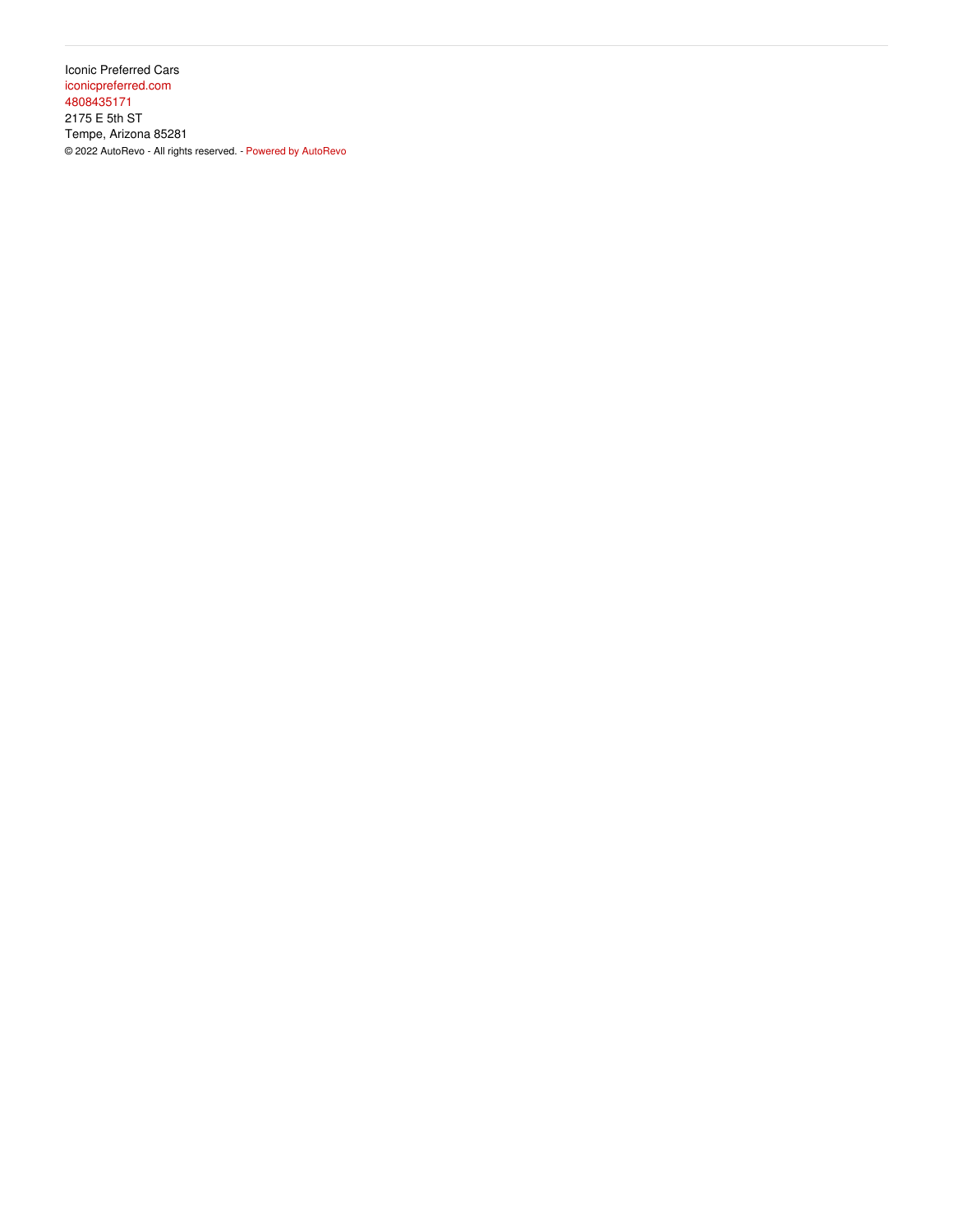Iconic Preferred Cars
iconicpreferred.com
4808435171
2175 E 5th ST
Tempe, Arizona 85281
© 2022 AutoRevo - All rights reserved. - Powered by AutoRevo